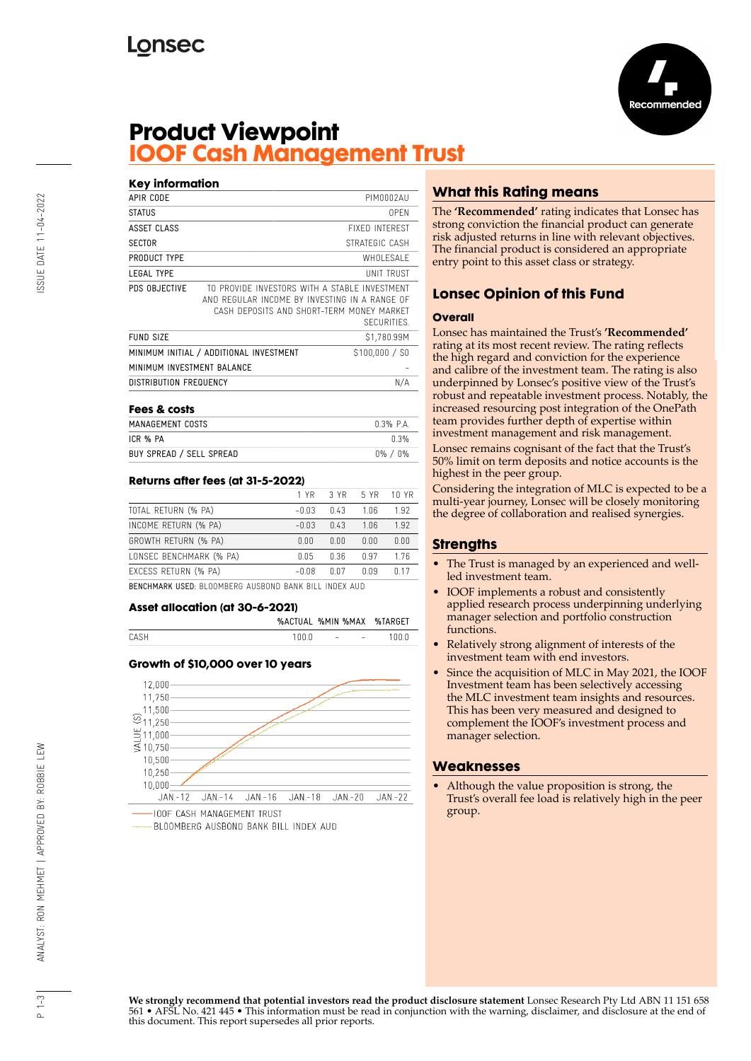Lonsec

Recommended

# Product Viewpoint
# IOOF Cash Management Trust

## Key information

| | |
|---|---|
| APIR CODE | PIM0002AU |
| STATUS | OPEN |
| ASSET CLASS | FIXED INTEREST |
| SECTOR | STRATEGIC CASH |
| PRODUCT TYPE | WHOLESALE |
| LEGAL TYPE | UNIT TRUST |
| PDS OBJECTIVE | TO PROVIDE INVESTORS WITH A STABLE INVESTMENT AND REGULAR INCOME BY INVESTING IN A RANGE OF CASH DEPOSITS AND SHORT-TERM MONEY MARKET SECURITIES. |
| FUND SIZE | $1,780.99M |
| MINIMUM INITIAL / ADDITIONAL INVESTMENT | $100,000 / $0 |
| MINIMUM INVESTMENT BALANCE | - |
| DISTRIBUTION FREQUENCY | N/A |

## Fees & costs

| | |
|---|---|
| MANAGEMENT COSTS | 0.3% P.A. |
| ICR % PA | 0.3% |
| BUY SPREAD / SELL SPREAD | 0% / 0% |

## Returns after fees (at 31-5-2022)

| | 1 YR | 3 YR | 5 YR | 10 YR |
|---|---|---|---|---|
| TOTAL RETURN (% PA) | -0.03 | 0.43 | 1.06 | 1.92 |
| INCOME RETURN (% PA) | -0.03 | 0.43 | 1.06 | 1.92 |
| GROWTH RETURN (% PA) | 0.00 | 0.00 | 0.00 | 0.00 |
| LONSEC BENCHMARK (% PA) | 0.05 | 0.36 | 0.97 | 1.76 |
| EXCESS RETURN (% PA) | -0.08 | 0.07 | 0.09 | 0.17 |

BENCHMARK USED: BLOOMBERG AUSBOND BANK BILL INDEX AUD

## Asset allocation (at 30-6-2021)

| | %ACTUAL | %MIN | %MAX | %TARGET |
|---|---|---|---|---|
| CASH | 100.0 | - | - | 100.0 |

## Growth of $10,000 over 10 years

IOOF CASH MANAGEMENT TRUST

BLOOMBERG AUSBOND BANK BILL INDEX AUD

## What this Rating means

The **'Recommended'** rating indicates that Lonsec has strong conviction the financial product can generate risk adjusted returns in line with relevant objectives. The financial product is considered an appropriate entry point to this asset class or strategy.

## Lonsec Opinion of this Fund

### Overall

Lonsec has maintained the Trust's **'Recommended'** rating at its most recent review. The rating reflects the high regard and conviction for the experience and calibre of the investment team. The rating is also underpinned by Lonsec's positive view of the Trust's robust and repeatable investment process. Notably, the increased resourcing post integration of the OnePath team provides further depth of expertise within investment management and risk management.

Lonsec remains cognisant of the fact that the Trust's 50% limit on term deposits and notice accounts is the highest in the peer group.

Considering the integration of MLC is expected to be a multi-year journey, Lonsec will be closely monitoring the degree of collaboration and realised synergies.

## Strengths

- The Trust is managed by an experienced and well-led investment team.
- IOOF implements a robust and consistently applied research process underpinning underlying manager selection and portfolio construction functions.
- Relatively strong alignment of interests of the investment team with end investors.
- Since the acquisition of MLC in May 2021, the IOOF Investment team has been selectively accessing the MLC investment team insights and resources. This has been very measured and designed to complement the IOOF's investment process and manager selection.

## Weaknesses

- Although the value proposition is strong, the Trust's overall fee load is relatively high in the peer group.

**We strongly recommend that potential investors read the product disclosure statement** Lonsec Research Pty Ltd ABN 11 151 658 561 • AFSL No. 421 445 • This information must be read in conjunction with the warning, disclaimer, and disclosure at the end of this document. This report supersedes all prior reports.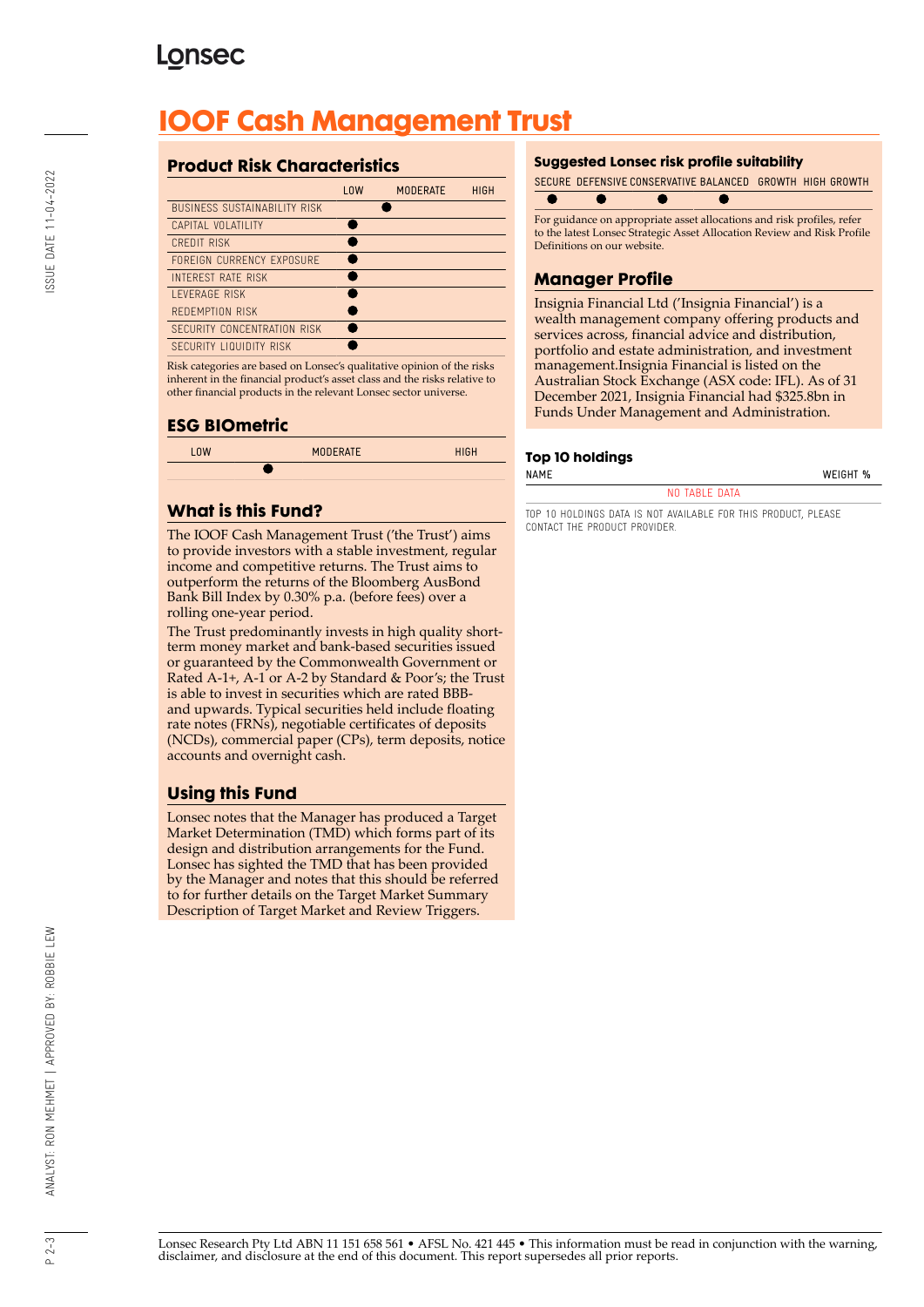# IOOF Cash Management Trust

## Product Risk Characteristics

| | LOW | MODERATE | HIGH |
|---|---|---|---|
| BUSINESS SUSTAINABILITY RISK | | ● | |
| CAPITAL VOLATILITY | ● | | |
| CREDIT RISK | ● | | |
| FOREIGN CURRENCY EXPOSURE | ● | | |
| INTEREST RATE RISK | ● | | |
| LEVERAGE RISK | ● | | |
| REDEMPTION RISK | ● | | |
| SECURITY CONCENTRATION RISK | ● | | |
| SECURITY LIQUIDITY RISK | ● | | |

Risk categories are based on Lonsec's qualitative opinion of the risks inherent in the financial product's asset class and the risks relative to other financial products in the relevant Lonsec sector universe.

## ESG BIOmetric

| LOW | MODERATE | HIGH |
|---|---|---|
| ● | | |

## What is this Fund?

The IOOF Cash Management Trust ('the Trust') aims to provide investors with a stable investment, regular income and competitive returns. The Trust aims to outperform the returns of the Bloomberg AusBond Bank Bill Index by 0.30% p.a. (before fees) over a rolling one-year period.

The Trust predominantly invests in high quality short-term money market and bank-based securities issued or guaranteed by the Commonwealth Government or Rated A-1+, A-1 or A-2 by Standard & Poor's; the Trust is able to invest in securities which are rated BBB- and upwards. Typical securities held include floating rate notes (FRNs), negotiable certificates of deposits (NCDs), commercial paper (CPs), term deposits, notice accounts and overnight cash.

## Using this Fund

Lonsec notes that the Manager has produced a Target Market Determination (TMD) which forms part of its design and distribution arrangements for the Fund. Lonsec has sighted the TMD that has been provided by the Manager and notes that this should be referred to for further details on the Target Market Summary Description of Target Market and Review Triggers.

## Suggested Lonsec risk profile suitability

| SECURE | DEFENSIVE | CONSERVATIVE | BALANCED | GROWTH | HIGH GROWTH |
|---|---|---|---|---|---|
| ● | ● | ● | ● | | |

For guidance on appropriate asset allocations and risk profiles, refer to the latest Lonsec Strategic Asset Allocation Review and Risk Profile Definitions on our website.

## Manager Profile

Insignia Financial Ltd ('Insignia Financial') is a wealth management company offering products and services across, financial advice and distribution, portfolio and estate administration, and investment management.Insignia Financial is listed on the Australian Stock Exchange (ASX code: IFL). As of 31 December 2021, Insignia Financial had $325.8bn in Funds Under Management and Administration.

## Top 10 holdings

| NAME | WEIGHT % |
|---|---|
| NO TABLE DATA | |

TOP 10 HOLDINGS DATA IS NOT AVAILABLE FOR THIS PRODUCT, PLEASE CONTACT THE PRODUCT PROVIDER.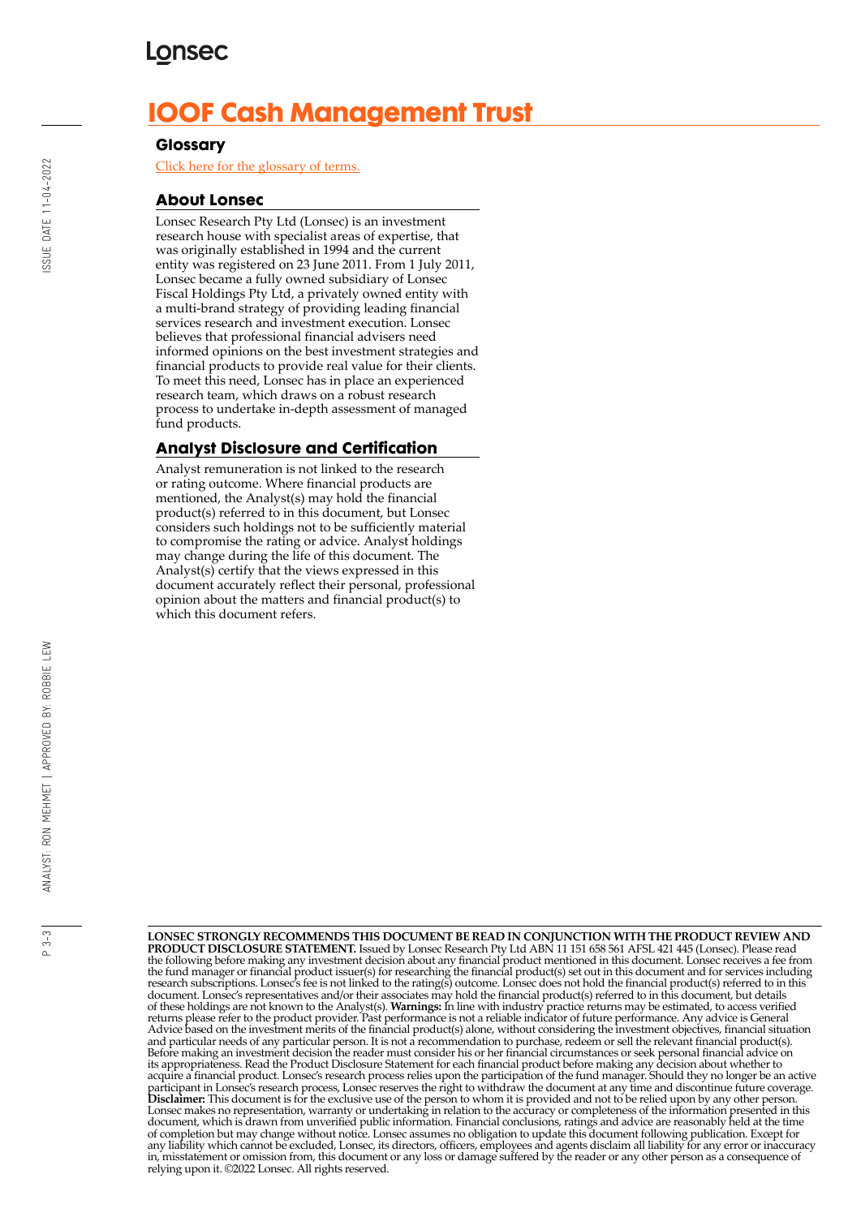# IOOF Cash Management Trust

## Glossary

Click here for the glossary of terms.

## About Lonsec

Lonsec Research Pty Ltd (Lonsec) is an investment research house with specialist areas of expertise, that was originally established in 1994 and the current entity was registered on 23 June 2011. From 1 July 2011, Lonsec became a fully owned subsidiary of Lonsec Fiscal Holdings Pty Ltd, a privately owned entity with a multi-brand strategy of providing leading financial services research and investment execution. Lonsec believes that professional financial advisers need informed opinions on the best investment strategies and financial products to provide real value for their clients. To meet this need, Lonsec has in place an experienced research team, which draws on a robust research process to undertake in-depth assessment of managed fund products.

## Analyst Disclosure and Certification

Analyst remuneration is not linked to the research or rating outcome. Where financial products are mentioned, the Analyst(s) may hold the financial product(s) referred to in this document, but Lonsec considers such holdings not to be sufficiently material to compromise the rating or advice. Analyst holdings may change during the life of this document. The Analyst(s) certify that the views expressed in this document accurately reflect their personal, professional opinion about the matters and financial product(s) to which this document refers.

**LONSEC STRONGLY RECOMMENDS THIS DOCUMENT BE READ IN CONJUNCTION WITH THE PRODUCT REVIEW AND PRODUCT DISCLOSURE STATEMENT.** Issued by Lonsec Research Pty Ltd ABN 11 151 658 561 AFSL 421 445 (Lonsec). Please read the following before making any investment decision about any financial product mentioned in this document. Lonsec receives a fee from the fund manager or financial product issuer(s) for researching the financial product(s) set out in this document and for services including research subscriptions. Lonsec's fee is not linked to the rating(s) outcome. Lonsec does not hold the financial product(s) referred to in this document. Lonsec's representatives and/or their associates may hold the financial product(s) referred to in this document, but details of these holdings are not known to the Analyst(s). **Warnings:** In line with industry practice returns may be estimated, to access verified returns please refer to the product provider. Past performance is not a reliable indicator of future performance. Any advice is General Advice based on the investment merits of the financial product(s) alone, without considering the investment objectives, financial situation and particular needs of any particular person. It is not a recommendation to purchase, redeem or sell the relevant financial product(s). Before making an investment decision the reader must consider his or her financial circumstances or seek personal financial advice on its appropriateness. Read the Product Disclosure Statement for each financial product before making any decision about whether to acquire a financial product. Lonsec's research process relies upon the participation of the fund manager. Should they no longer be an active participant in Lonsec's research process, Lonsec reserves the right to withdraw the document at any time and discontinue future coverage. **Disclaimer:** This document is for the exclusive use of the person to whom it is provided and not to be relied upon by any other person. Lonsec makes no representation, warranty or undertaking in relation to the accuracy or completeness of the information presented in this document, which is drawn from unverified public information. Financial conclusions, ratings and advice are reasonably held at the time of completion but may change without notice. Lonsec assumes no obligation to update this document following publication. Except for any liability which cannot be excluded, Lonsec, its directors, officers, employees and agents disclaim all liability for any error or inaccuracy in, misstatement or omission from, this document or any loss or damage suffered by the reader or any other person as a consequence of relying upon it. ©2022 Lonsec. All rights reserved.